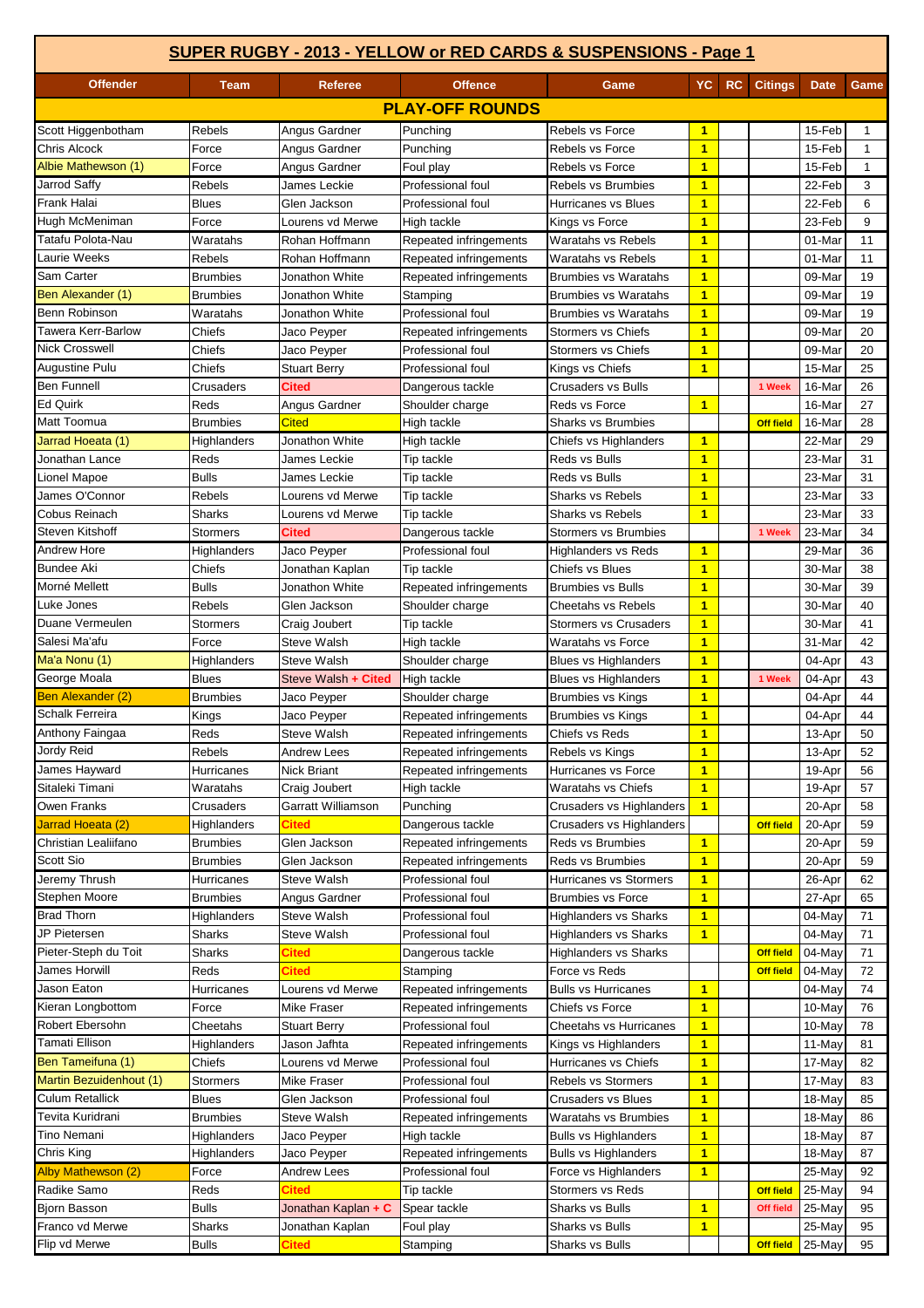# SUPER RUGBY - 2013 - YELLOW or RED CARDS & SUSPENSIONS - Page 1

| Offender | Team | Referee | Offence | Game | YC | RC | Citings | Date | Game |
|---|---|---|---|---|---|---|---|---|---|
| **PLAY-OFF ROUNDS** | | | | | | | | | |
| Scott Higgenbotham | Rebels | Angus Gardner | Punching | Rebels vs Force | 1 | | | 15-Feb | 1 |
| Chris Alcock | Force | Angus Gardner | Punching | Rebels vs Force | 1 | | | 15-Feb | 1 |
| Albie Mathewson (1) | Force | Angus Gardner | Foul play | Rebels vs Force | 1 | | | 15-Feb | 1 |
| Jarrod Saffy | Rebels | James Leckie | Professional foul | Rebels vs Brumbies | 1 | | | 22-Feb | 3 |
| Frank Halai | Blues | Glen Jackson | Professional foul | Hurricanes vs Blues | 1 | | | 22-Feb | 6 |
| Hugh McMeniman | Force | Lourens vd Merwe | High tackle | Kings vs Force | 1 | | | 23-Feb | 9 |
| Tatafu Polota-Nau | Waratahs | Rohan Hoffmann | Repeated infringements | Waratahs vs Rebels | 1 | | | 01-Mar | 11 |
| Laurie Weeks | Rebels | Rohan Hoffmann | Repeated infringements | Waratahs vs Rebels | 1 | | | 01-Mar | 11 |
| Sam Carter | Brumbies | Jonathon White | Repeated infringements | Brumbies vs Waratahs | 1 | | | 09-Mar | 19 |
| Ben Alexander (1) | Brumbies | Jonathon White | Stamping | Brumbies vs Waratahs | 1 | | | 09-Mar | 19 |
| Benn Robinson | Waratahs | Jonathon White | Professional foul | Brumbies vs Waratahs | 1 | | | 09-Mar | 19 |
| Tawera Kerr-Barlow | Chiefs | Jaco Peyper | Repeated infringements | Stormers vs Chiefs | 1 | | | 09-Mar | 20 |
| Nick Crosswell | Chiefs | Jaco Peyper | Professional foul | Stormers vs Chiefs | 1 | | | 09-Mar | 20 |
| Augustine Pulu | Chiefs | Stuart Berry | Professional foul | Kings vs Chiefs | 1 | | | 15-Mar | 25 |
| Ben Funnell | Crusaders | Cited | Dangerous tackle | Crusaders vs Bulls | | | 1 Week | 16-Mar | 26 |
| Ed Quirk | Reds | Angus Gardner | Shoulder charge | Reds vs Force | 1 | | | 16-Mar | 27 |
| Matt Toomua | Brumbies | Cited | High tackle | Sharks vs Brumbies | | | Off field | 16-Mar | 28 |
| Jarrad Hoeata (1) | Highlanders | Jonathon White | High tackle | Chiefs vs Highlanders | 1 | | | 22-Mar | 29 |
| Jonathan Lance | Reds | James Leckie | Tip tackle | Reds vs Bulls | 1 | | | 23-Mar | 31 |
| Lionel Mapoe | Bulls | James Leckie | Tip tackle | Reds vs Bulls | 1 | | | 23-Mar | 31 |
| James O'Connor | Rebels | Lourens vd Merwe | Tip tackle | Sharks vs Rebels | 1 | | | 23-Mar | 33 |
| Cobus Reinach | Sharks | Lourens vd Merwe | Tip tackle | Sharks vs Rebels | 1 | | | 23-Mar | 33 |
| Steven Kitshoff | Stormers | Cited | Dangerous tackle | Stormers vs Brumbies | | | 1 Week | 23-Mar | 34 |
| Andrew Hore | Highlanders | Jaco Peyper | Professional foul | Highlanders vs Reds | 1 | | | 29-Mar | 36 |
| Bundee Aki | Chiefs | Jonathan Kaplan | Tip tackle | Chiefs vs Blues | 1 | | | 30-Mar | 38 |
| Morné Mellett | Bulls | Jonathon White | Repeated infringements | Brumbies vs Bulls | 1 | | | 30-Mar | 39 |
| Luke Jones | Rebels | Glen Jackson | Shoulder charge | Cheetahs vs Rebels | 1 | | | 30-Mar | 40 |
| Duane Vermeulen | Stormers | Craig Joubert | Tip tackle | Stormers vs Crusaders | 1 | | | 30-Mar | 41 |
| Salesi Ma'afu | Force | Steve Walsh | High tackle | Waratahs vs Force | 1 | | | 31-Mar | 42 |
| Ma'a Nonu (1) | Highlanders | Steve Walsh | Shoulder charge | Blues vs Highlanders | 1 | | | 04-Apr | 43 |
| George Moala | Blues | Steve Walsh + Cited | High tackle | Blues vs Highlanders | 1 | | 1 Week | 04-Apr | 43 |
| Ben Alexander (2) | Brumbies | Jaco Peyper | Shoulder charge | Brumbies vs Kings | 1 | | | 04-Apr | 44 |
| Schalk Ferreira | Kings | Jaco Peyper | Repeated infringements | Brumbies vs Kings | 1 | | | 04-Apr | 44 |
| Anthony Faingaa | Reds | Steve Walsh | Repeated infringements | Chiefs vs Reds | 1 | | | 13-Apr | 50 |
| Jordy Reid | Rebels | Andrew Lees | Repeated infringements | Rebels vs Kings | 1 | | | 13-Apr | 52 |
| James Hayward | Hurricanes | Nick Briant | Repeated infringements | Hurricanes vs Force | 1 | | | 19-Apr | 56 |
| Sitaleki Timani | Waratahs | Craig Joubert | High tackle | Waratahs vs Chiefs | 1 | | | 19-Apr | 57 |
| Owen Franks | Crusaders | Garratt Williamson | Punching | Crusaders vs Highlanders | 1 | | | 20-Apr | 58 |
| Jarrad Hoeata (2) | Highlanders | Cited | Dangerous tackle | Crusaders vs Highlanders | | | Off field | 20-Apr | 59 |
| Christian Lealiifano | Brumbies | Glen Jackson | Repeated infringements | Reds vs Brumbies | 1 | | | 20-Apr | 59 |
| Scott Sio | Brumbies | Glen Jackson | Repeated infringements | Reds vs Brumbies | 1 | | | 20-Apr | 59 |
| Jeremy Thrush | Hurricanes | Steve Walsh | Professional foul | Hurricanes vs Stormers | 1 | | | 26-Apr | 62 |
| Stephen Moore | Brumbies | Angus Gardner | Professional foul | Brumbies vs Force | 1 | | | 27-Apr | 65 |
| Brad Thorn | Highlanders | Steve Walsh | Professional foul | Highlanders vs Sharks | 1 | | | 04-May | 71 |
| JP Pietersen | Sharks | Steve Walsh | Professional foul | Highlanders vs Sharks | 1 | | | 04-May | 71 |
| Pieter-Steph du Toit | Sharks | Cited | Dangerous tackle | Highlanders vs Sharks | | | Off field | 04-May | 71 |
| James Horwill | Reds | Cited | Stamping | Force vs Reds | | | Off field | 04-May | 72 |
| Jason Eaton | Hurricanes | Lourens vd Merwe | Repeated infringements | Bulls vs Hurricanes | 1 | | | 04-May | 74 |
| Kieran Longbottom | Force | Mike Fraser | Repeated infringements | Chiefs vs Force | 1 | | | 10-May | 76 |
| Robert Ebersohn | Cheetahs | Stuart Berry | Professional foul | Cheetahs vs Hurricanes | 1 | | | 10-May | 78 |
| Tamati Ellison | Highlanders | Jason Jafhta | Repeated infringements | Kings vs Highlanders | 1 | | | 11-May | 81 |
| Ben Tameifuna (1) | Chiefs | Lourens vd Merwe | Professional foul | Hurricanes vs Chiefs | 1 | | | 17-May | 82 |
| Martin Bezuidenhout (1) | Stormers | Mike Fraser | Professional foul | Rebels vs Stormers | 1 | | | 17-May | 83 |
| Culum Retallick | Blues | Glen Jackson | Professional foul | Crusaders vs Blues | 1 | | | 18-May | 85 |
| Tevita Kuridrani | Brumbies | Steve Walsh | Repeated infringements | Waratahs vs Brumbies | 1 | | | 18-May | 86 |
| Tino Nemani | Highlanders | Jaco Peyper | High tackle | Bulls vs Highlanders | 1 | | | 18-May | 87 |
| Chris King | Highlanders | Jaco Peyper | Repeated infringements | Bulls vs Highlanders | 1 | | | 18-May | 87 |
| Alby Mathewson (2) | Force | Andrew Lees | Professional foul | Force vs Highlanders | 1 | | | 25-May | 92 |
| Radike Samo | Reds | Cited | Tip tackle | Stormers vs Reds | | | Off field | 25-May | 94 |
| Bjorn Basson | Bulls | Jonathan Kaplan + C | Spear tackle | Sharks vs Bulls | 1 | | Off field | 25-May | 95 |
| Franco vd Merwe | Sharks | Jonathan Kaplan | Foul play | Sharks vs Bulls | 1 | | | 25-May | 95 |
| Flip vd Merwe | Bulls | Cited | Stamping | Sharks vs Bulls | | | Off field | 25-May | 95 |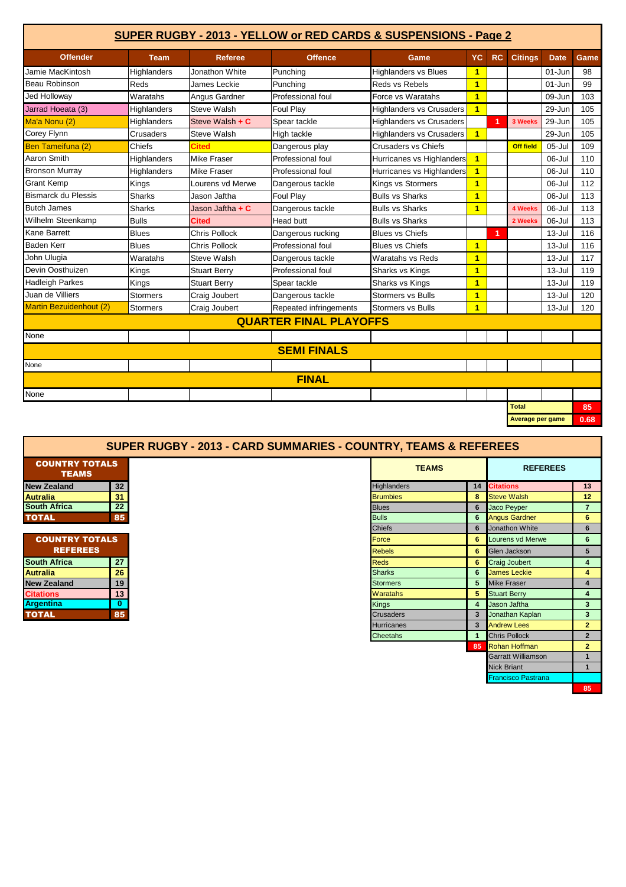## SUPER RUGBY - 2013 - YELLOW or RED CARDS & SUSPENSIONS - Page 2

| Offender | Team | Referee | Offence | Game | YC | RC | Citings | Date | Game |
|---|---|---|---|---|---|---|---|---|---|
| Jamie MacKintosh | Highlanders | Jonathon White | Punching | Highlanders vs Blues | 1 | | | 01-Jun | 98 |
| Beau Robinson | Reds | James Leckie | Punching | Reds vs Rebels | 1 | | | 01-Jun | 99 |
| Jed Holloway | Waratahs | Angus Gardner | Professional foul | Force vs Waratahs | 1 | | | 09-Jun | 103 |
| Jarrad Hoeata (3) | Highlanders | Steve Walsh | Foul Play | Highlanders vs Crusaders | 1 | | | 29-Jun | 105 |
| Ma'a Nonu (2) | Highlanders | Steve Walsh + C | Spear tackle | Highlanders vs Crusaders | | 1 | 3 Weeks | 29-Jun | 105 |
| Corey Flynn | Crusaders | Steve Walsh | High tackle | Highlanders vs Crusaders | 1 | | | 29-Jun | 105 |
| Ben Tameifuna (2) | Chiefs | Cited | Dangerous play | Crusaders vs Chiefs | | | Off field | 05-Jul | 109 |
| Aaron Smith | Highlanders | Mike Fraser | Professional foul | Hurricanes vs Highlanders | 1 | | | 06-Jul | 110 |
| Bronson Murray | Highlanders | Mike Fraser | Professional foul | Hurricanes vs Highlanders | 1 | | | 06-Jul | 110 |
| Grant Kemp | Kings | Lourens vd Merwe | Dangerous tackle | Kings vs Stormers | 1 | | | 06-Jul | 112 |
| Bismarck du Plessis | Sharks | Jason Jaftha | Foul Play | Bulls vs Sharks | 1 | | | 06-Jul | 113 |
| Butch James | Sharks | Jason Jaftha + C | Dangerous tackle | Bulls vs Sharks | 1 | | 4 Weeks | 06-Jul | 113 |
| Wilhelm Steenkamp | Bulls | Cited | Head butt | Bulls vs Sharks | | | 2 Weeks | 06-Jul | 113 |
| Kane Barrett | Blues | Chris Pollock | Dangerous rucking | Blues vs Chiefs | | 1 | | 13-Jul | 116 |
| Baden Kerr | Blues | Chris Pollock | Professional foul | Blues vs Chiefs | 1 | | | 13-Jul | 116 |
| John Ulugia | Waratahs | Steve Walsh | Dangerous tackle | Waratahs vs Reds | 1 | | | 13-Jul | 117 |
| Devin Oosthuizen | Kings | Stuart Berry | Professional foul | Sharks vs Kings | 1 | | | 13-Jul | 119 |
| Hadleigh Parkes | Kings | Stuart Berry | Spear tackle | Sharks vs Kings | 1 | | | 13-Jul | 119 |
| Juan de Villiers | Stormers | Craig Joubert | Dangerous tackle | Stormers vs Bulls | 1 | | | 13-Jul | 120 |
| Martin Bezuidenhout (2) | Stormers | Craig Joubert | Repeated infringements | Stormers vs Bulls | 1 | | | 13-Jul | 120 |
| **QUARTER FINAL PLAYOFFS** | | | | | | | | | |
| None | | | | | | | | | |
| **SEMI FINALS** | | | | | | | | | |
| None | | | | | | | | | |
| **FINAL** | | | | | | | | | |
| None | | | | | | | | | |
| | | | | | | | Total | | 85 |
| | | | | | | | Average per game | | 0.68 |

## SUPER RUGBY - 2013 - CARD SUMMARIES - COUNTRY, TEAMS & REFEREES

| COUNTRY TOTALS TEAMS | |
|---|---|
| New Zealand | 32 |
| Autralia | 31 |
| South Africa | 22 |
| TOTAL | 85 |

| COUNTRY TOTALS REFEREES | |
|---|---|
| South Africa | 27 |
| Autralia | 26 |
| New Zealand | 19 |
| Citations | 13 |
| Argentina | 0 |
| TOTAL | 85 |

| TEAMS | |
|---|---|
| Highlanders | 14 |
| Brumbies | 8 |
| Blues | 6 |
| Bulls | 6 |
| Chiefs | 6 |
| Force | 6 |
| Rebels | 6 |
| Reds | 6 |
| Sharks | 6 |
| Stormers | 5 |
| Waratahs | 5 |
| Kings | 4 |
| Crusaders | 3 |
| Hurricanes | 3 |
| Cheetahs | 1 |
| | 85 |

| REFEREES | |
|---|---|
| Citations | 13 |
| Steve Walsh | 12 |
| Jaco Peyper | 7 |
| Angus Gardner | 6 |
| Jonathon White | 6 |
| Lourens vd Merwe | 6 |
| Glen Jackson | 5 |
| Craig Joubert | 4 |
| James Leckie | 4 |
| Mike Fraser | 4 |
| Stuart Berry | 4 |
| Jason Jaftha | 3 |
| Jonathan Kaplan | 3 |
| Andrew Lees | 2 |
| Chris Pollock | 2 |
| Rohan Hoffman | 2 |
| Garratt Williamson | 1 |
| Nick Briant | 1 |
| Francisco Pastrana | |
| | 85 |